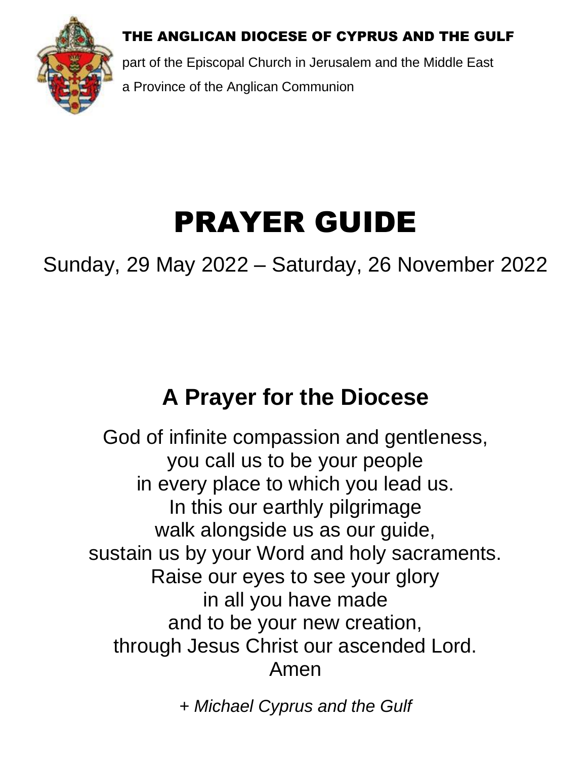**THE ANGLICAN DIOCESE OF CYPRUS AND THE GULF**

part of the Episcopal Church in Jerusalem and the Middle East

a Province of the Anglican Communion

# PRAYER GUIDE

Sunday, 29 May 2022 – Saturday, 26 November 2022

## A Prayer for the Diocese

God of infinite compassion and gentleness,
you call us to be your people
in every place to which you lead us.
In this our earthly pilgrimage
walk alongside us as our guide,
sustain us by your Word and holy sacraments.
Raise our eyes to see your glory
in all you have made
and to be your new creation,
through Jesus Christ our ascended Lord.
Amen

*+ Michael Cyprus and the Gulf*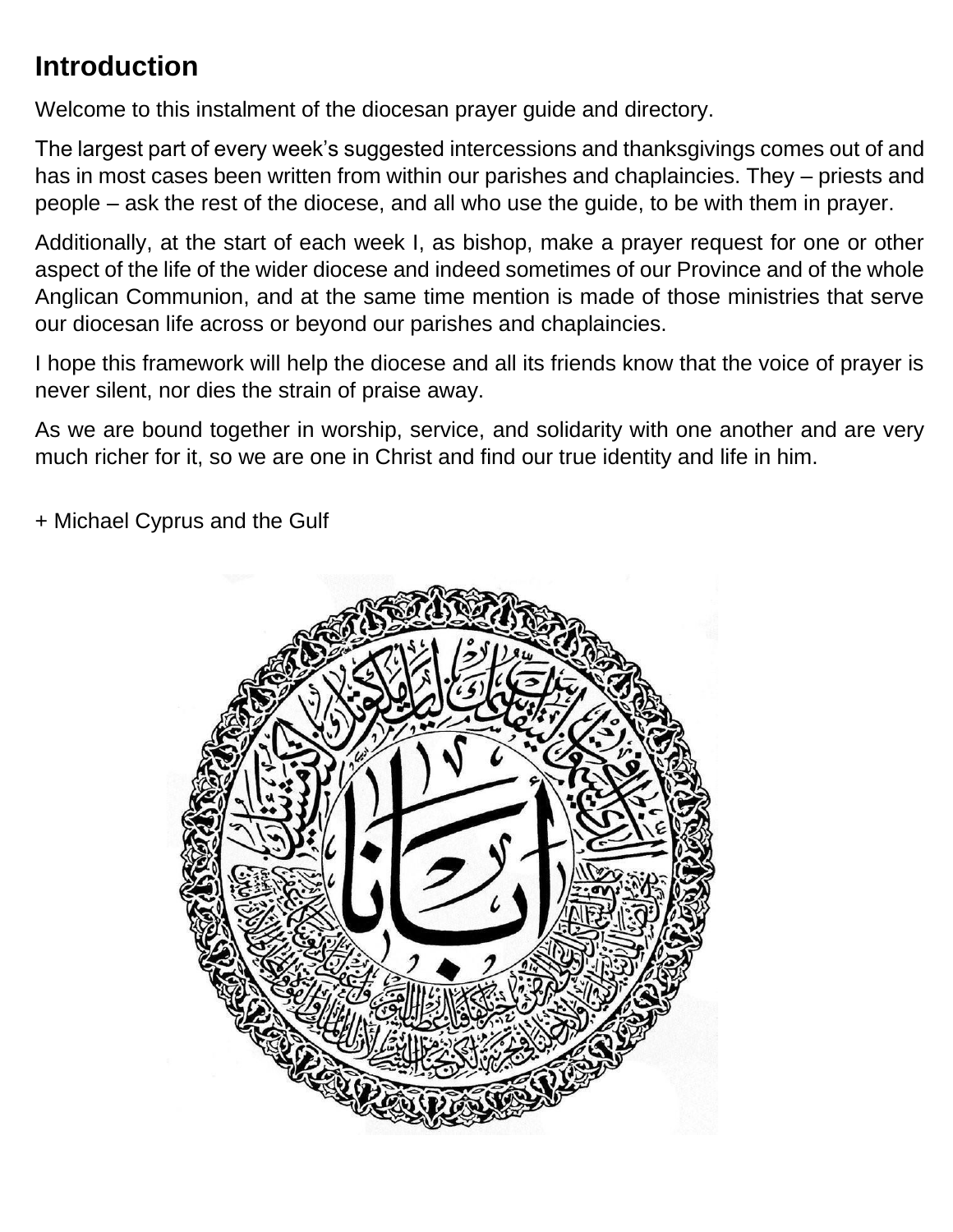# Introduction

Welcome to this instalment of the diocesan prayer guide and directory.

The largest part of every week's suggested intercessions and thanksgivings comes out of and has in most cases been written from within our parishes and chaplaincies. They – priests and people – ask the rest of the diocese, and all who use the guide, to be with them in prayer.

Additionally, at the start of each week I, as bishop, make a prayer request for one or other aspect of the life of the wider diocese and indeed sometimes of our Province and of the whole Anglican Communion, and at the same time mention is made of those ministries that serve our diocesan life across or beyond our parishes and chaplaincies.

I hope this framework will help the diocese and all its friends know that the voice of prayer is never silent, nor dies the strain of praise away.

As we are bound together in worship, service, and solidarity with one another and are very much richer for it, so we are one in Christ and find our true identity and life in him.

+ Michael Cyprus and the Gulf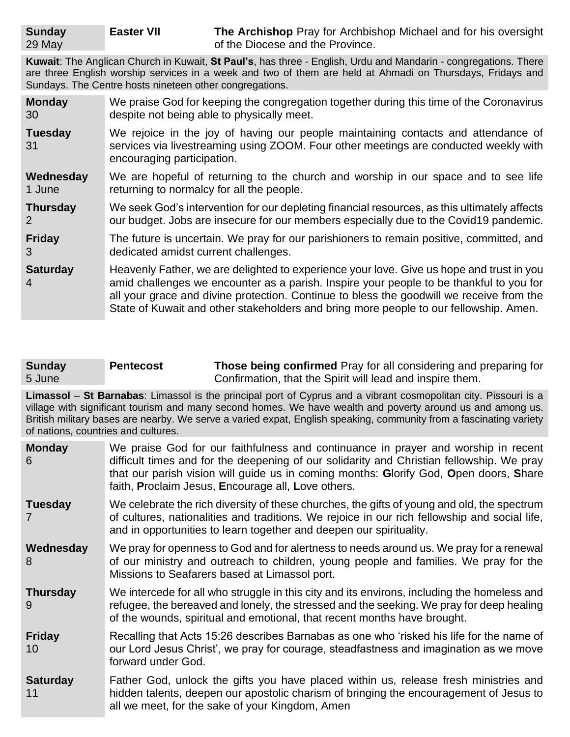**Sunday** 29 May — **Easter VII** — **The Archishop** Pray for Archbishop Michael and for his oversight of the Diocese and the Province.

**Kuwait**: The Anglican Church in Kuwait, **St Paul's**, has three - English, Urdu and Mandarin - congregations. There are three English worship services in a week and two of them are held at Ahmadi on Thursdays, Fridays and Sundays. The Centre hosts nineteen other congregations.

**Monday** 30 — We praise God for keeping the congregation together during this time of the Coronavirus despite not being able to physically meet.

**Tuesday** 31 — We rejoice in the joy of having our people maintaining contacts and attendance of services via livestreaming using ZOOM. Four other meetings are conducted weekly with encouraging participation.

**Wednesday** 1 June — We are hopeful of returning to the church and worship in our space and to see life returning to normalcy for all the people.

**Thursday** 2 — We seek God's intervention for our depleting financial resources, as this ultimately affects our budget. Jobs are insecure for our members especially due to the Covid19 pandemic.

**Friday** 3 — The future is uncertain. We pray for our parishioners to remain positive, committed, and dedicated amidst current challenges.

**Saturday** 4 — Heavenly Father, we are delighted to experience your love. Give us hope and trust in you amid challenges we encounter as a parish. Inspire your people to be thankful to you for all your grace and divine protection. Continue to bless the goodwill we receive from the State of Kuwait and other stakeholders and bring more people to our fellowship. Amen.

**Sunday** 5 June — **Pentecost** — **Those being confirmed** Pray for all considering and preparing for Confirmation, that the Spirit will lead and inspire them.

**Limassol** – **St Barnabas**: Limassol is the principal port of Cyprus and a vibrant cosmopolitan city. Pissouri is a village with significant tourism and many second homes. We have wealth and poverty around us and among us. British military bases are nearby. We serve a varied expat, English speaking, community from a fascinating variety of nations, countries and cultures.

**Monday** 6 — We praise God for our faithfulness and continuance in prayer and worship in recent difficult times and for the deepening of our solidarity and Christian fellowship. We pray that our parish vision will guide us in coming months: **G**lorify God, **O**pen doors, **S**hare faith, **P**roclaim Jesus, **E**ncourage all, **L**ove others.

**Tuesday** 7 — We celebrate the rich diversity of these churches, the gifts of young and old, the spectrum of cultures, nationalities and traditions. We rejoice in our rich fellowship and social life, and in opportunities to learn together and deepen our spirituality.

**Wednesday** 8 — We pray for openness to God and for alertness to needs around us. We pray for a renewal of our ministry and outreach to children, young people and families. We pray for the Missions to Seafarers based at Limassol port.

**Thursday** 9 — We intercede for all who struggle in this city and its environs, including the homeless and refugee, the bereaved and lonely, the stressed and the seeking. We pray for deep healing of the wounds, spiritual and emotional, that recent months have brought.

**Friday** 10 — Recalling that Acts 15:26 describes Barnabas as one who 'risked his life for the name of our Lord Jesus Christ', we pray for courage, steadfastness and imagination as we move forward under God.

**Saturday** 11 — Father God, unlock the gifts you have placed within us, release fresh ministries and hidden talents, deepen our apostolic charism of bringing the encouragement of Jesus to all we meet, for the sake of your Kingdom, Amen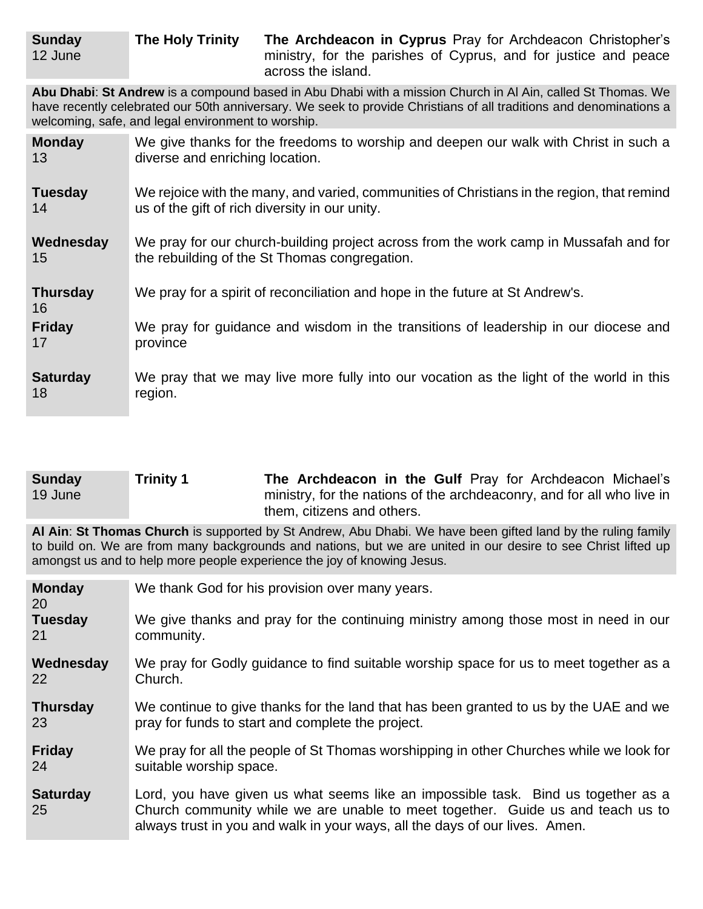| | | |
|---|---|---|
| **Sunday** 12 June | **The Holy Trinity** | **The Archdeacon in Cyprus** Pray for Archdeacon Christopher's ministry, for the parishes of Cyprus, and for justice and peace across the island. |

**Abu Dhabi**: **St Andrew** is a compound based in Abu Dhabi with a mission Church in Al Ain, called St Thomas. We have recently celebrated our 50th anniversary. We seek to provide Christians of all traditions and denominations a welcoming, safe, and legal environment to worship.

| | |
|---|---|
| **Monday** 13 | We give thanks for the freedoms to worship and deepen our walk with Christ in such a diverse and enriching location. |
| **Tuesday** 14 | We rejoice with the many, and varied, communities of Christians in the region, that remind us of the gift of rich diversity in our unity. |
| **Wednesday** 15 | We pray for our church-building project across from the work camp in Mussafah and for the rebuilding of the St Thomas congregation. |
| **Thursday** 16 | We pray for a spirit of reconciliation and hope in the future at St Andrew's. |
| **Friday** 17 | We pray for guidance and wisdom in the transitions of leadership in our diocese and province |
| **Saturday** 18 | We pray that we may live more fully into our vocation as the light of the world in this region. |

| | | |
|---|---|---|
| **Sunday** 19 June | **Trinity 1** | **The Archdeacon in the Gulf** Pray for Archdeacon Michael's ministry, for the nations of the archdeaconry, and for all who live in them, citizens and others. |

**Al Ain**: **St Thomas Church** is supported by St Andrew, Abu Dhabi. We have been gifted land by the ruling family to build on. We are from many backgrounds and nations, but we are united in our desire to see Christ lifted up amongst us and to help more people experience the joy of knowing Jesus.

| | |
|---|---|
| **Monday** 20 | We thank God for his provision over many years. |
| **Tuesday** 21 | We give thanks and pray for the continuing ministry among those most in need in our community. |
| **Wednesday** 22 | We pray for Godly guidance to find suitable worship space for us to meet together as a Church. |
| **Thursday** 23 | We continue to give thanks for the land that has been granted to us by the UAE and we pray for funds to start and complete the project. |
| **Friday** 24 | We pray for all the people of St Thomas worshipping in other Churches while we look for suitable worship space. |
| **Saturday** 25 | Lord, you have given us what seems like an impossible task. Bind us together as a Church community while we are unable to meet together. Guide us and teach us to always trust in you and walk in your ways, all the days of our lives. Amen. |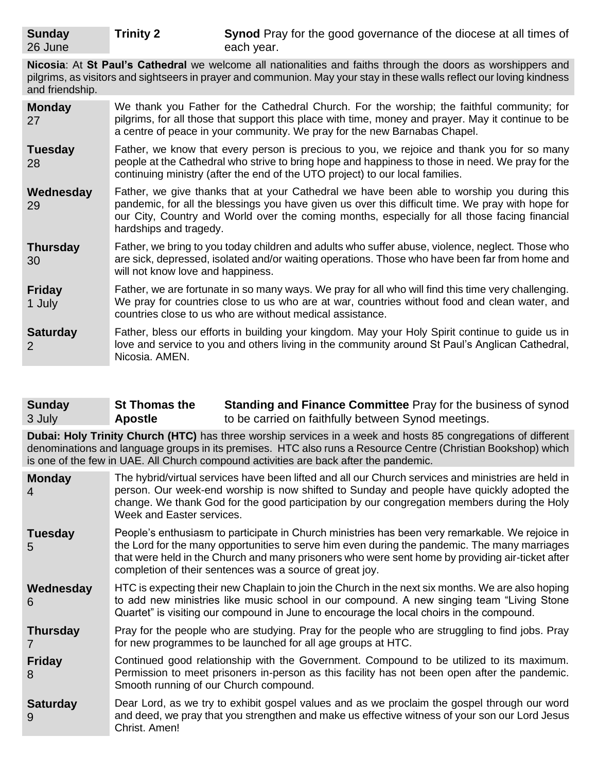| **Sunday** 26 June | **Trinity 2** | **Synod** Pray for the good governance of the diocese at all times of each year. |
|---|---|---|

**Nicosia**: At **St Paul's Cathedral** we welcome all nationalities and faiths through the doors as worshippers and pilgrims, as visitors and sightseers in prayer and communion. May your stay in these walls reflect our loving kindness and friendship.

| | |
|---|---|
| **Monday** 27 | We thank you Father for the Cathedral Church. For the worship; the faithful community; for pilgrims, for all those that support this place with time, money and prayer. May it continue to be a centre of peace in your community. We pray for the new Barnabas Chapel. |
| **Tuesday** 28 | Father, we know that every person is precious to you, we rejoice and thank you for so many people at the Cathedral who strive to bring hope and happiness to those in need. We pray for the continuing ministry (after the end of the UTO project) to our local families. |
| **Wednesday** 29 | Father, we give thanks that at your Cathedral we have been able to worship you during this pandemic, for all the blessings you have given us over this difficult time. We pray with hope for our City, Country and World over the coming months, especially for all those facing financial hardships and tragedy. |
| **Thursday** 30 | Father, we bring to you today children and adults who suffer abuse, violence, neglect. Those who are sick, depressed, isolated and/or waiting operations. Those who have been far from home and will not know love and happiness. |
| **Friday** 1 July | Father, we are fortunate in so many ways. We pray for all who will find this time very challenging. We pray for countries close to us who are at war, countries without food and clean water, and countries close to us who are without medical assistance. |
| **Saturday** 2 | Father, bless our efforts in building your kingdom. May your Holy Spirit continue to guide us in love and service to you and others living in the community around St Paul's Anglican Cathedral, Nicosia. AMEN. |

| **Sunday** 3 July | **St Thomas the Apostle** | **Standing and Finance Committee** Pray for the business of synod to be carried on faithfully between Synod meetings. |
|---|---|---|

**Dubai: Holy Trinity Church (HTC)** has three worship services in a week and hosts 85 congregations of different denominations and language groups in its premises. HTC also runs a Resource Centre (Christian Bookshop) which is one of the few in UAE. All Church compound activities are back after the pandemic.

| | |
|---|---|
| **Monday** 4 | The hybrid/virtual services have been lifted and all our Church services and ministries are held in person. Our week-end worship is now shifted to Sunday and people have quickly adopted the change. We thank God for the good participation by our congregation members during the Holy Week and Easter services. |
| **Tuesday** 5 | People's enthusiasm to participate in Church ministries has been very remarkable. We rejoice in the Lord for the many opportunities to serve him even during the pandemic. The many marriages that were held in the Church and many prisoners who were sent home by providing air-ticket after completion of their sentences was a source of great joy. |
| **Wednesday** 6 | HTC is expecting their new Chaplain to join the Church in the next six months. We are also hoping to add new ministries like music school in our compound. A new singing team "Living Stone Quartet" is visiting our compound in June to encourage the local choirs in the compound. |
| **Thursday** 7 | Pray for the people who are studying. Pray for the people who are struggling to find jobs. Pray for new programmes to be launched for all age groups at HTC. |
| **Friday** 8 | Continued good relationship with the Government. Compound to be utilized to its maximum. Permission to meet prisoners in-person as this facility has not been open after the pandemic. Smooth running of our Church compound. |
| **Saturday** 9 | Dear Lord, as we try to exhibit gospel values and as we proclaim the gospel through our word and deed, we pray that you strengthen and make us effective witness of your son our Lord Jesus Christ. Amen! |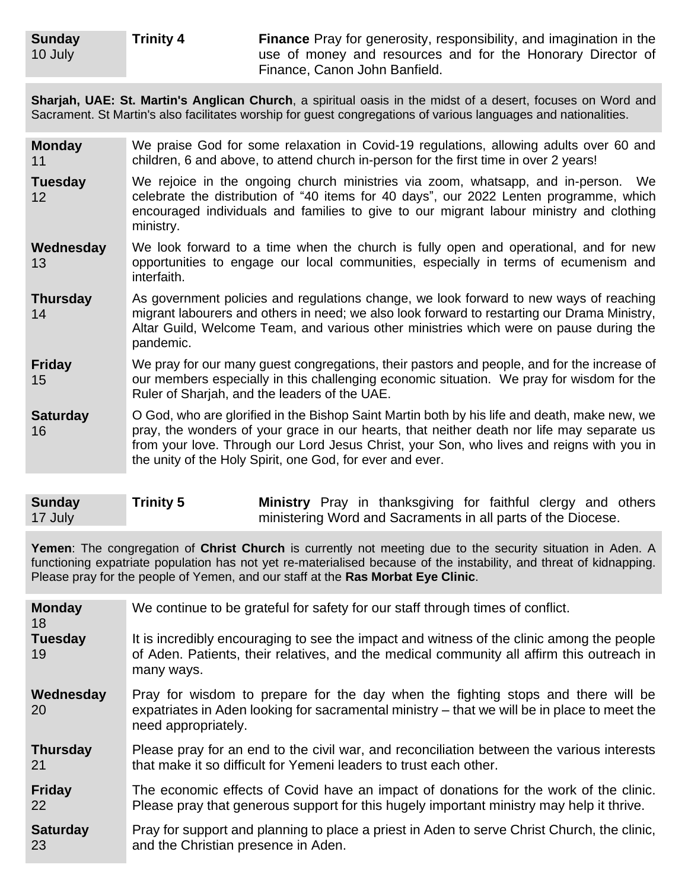| **Sunday** 10 July | **Trinity 4** | **Finance** Pray for generosity, responsibility, and imagination in the use of money and resources and for the Honorary Director of Finance, Canon John Banfield. |
|---|---|---|

**Sharjah, UAE: St. Martin's Anglican Church**, a spiritual oasis in the midst of a desert, focuses on Word and Sacrament. St Martin's also facilitates worship for guest congregations of various languages and nationalities.

| | |
|---|---|
| **Monday** 11 | We praise God for some relaxation in Covid-19 regulations, allowing adults over 60 and children, 6 and above, to attend church in-person for the first time in over 2 years! |
| **Tuesday** 12 | We rejoice in the ongoing church ministries via zoom, whatsapp, and in-person. We celebrate the distribution of "40 items for 40 days", our 2022 Lenten programme, which encouraged individuals and families to give to our migrant labour ministry and clothing ministry. |
| **Wednesday** 13 | We look forward to a time when the church is fully open and operational, and for new opportunities to engage our local communities, especially in terms of ecumenism and interfaith. |
| **Thursday** 14 | As government policies and regulations change, we look forward to new ways of reaching migrant labourers and others in need; we also look forward to restarting our Drama Ministry, Altar Guild, Welcome Team, and various other ministries which were on pause during the pandemic. |
| **Friday** 15 | We pray for our many guest congregations, their pastors and people, and for the increase of our members especially in this challenging economic situation. We pray for wisdom for the Ruler of Sharjah, and the leaders of the UAE. |
| **Saturday** 16 | O God, who are glorified in the Bishop Saint Martin both by his life and death, make new, we pray, the wonders of your grace in our hearts, that neither death nor life may separate us from your love. Through our Lord Jesus Christ, your Son, who lives and reigns with you in the unity of the Holy Spirit, one God, for ever and ever. |

| **Sunday** 17 July | **Trinity 5** | **Ministry** Pray in thanksgiving for faithful clergy and others ministering Word and Sacraments in all parts of the Diocese. |
|---|---|---|

**Yemen**: The congregation of **Christ Church** is currently not meeting due to the security situation in Aden. A functioning expatriate population has not yet re-materialised because of the instability, and threat of kidnapping. Please pray for the people of Yemen, and our staff at the **Ras Morbat Eye Clinic**.

| | |
|---|---|
| **Monday** 18 | We continue to be grateful for safety for our staff through times of conflict. |
| **Tuesday** 19 | It is incredibly encouraging to see the impact and witness of the clinic among the people of Aden. Patients, their relatives, and the medical community all affirm this outreach in many ways. |
| **Wednesday** 20 | Pray for wisdom to prepare for the day when the fighting stops and there will be expatriates in Aden looking for sacramental ministry – that we will be in place to meet the need appropriately. |
| **Thursday** 21 | Please pray for an end to the civil war, and reconciliation between the various interests that make it so difficult for Yemeni leaders to trust each other. |
| **Friday** 22 | The economic effects of Covid have an impact of donations for the work of the clinic. Please pray that generous support for this hugely important ministry may help it thrive. |
| **Saturday** 23 | Pray for support and planning to place a priest in Aden to serve Christ Church, the clinic, and the Christian presence in Aden. |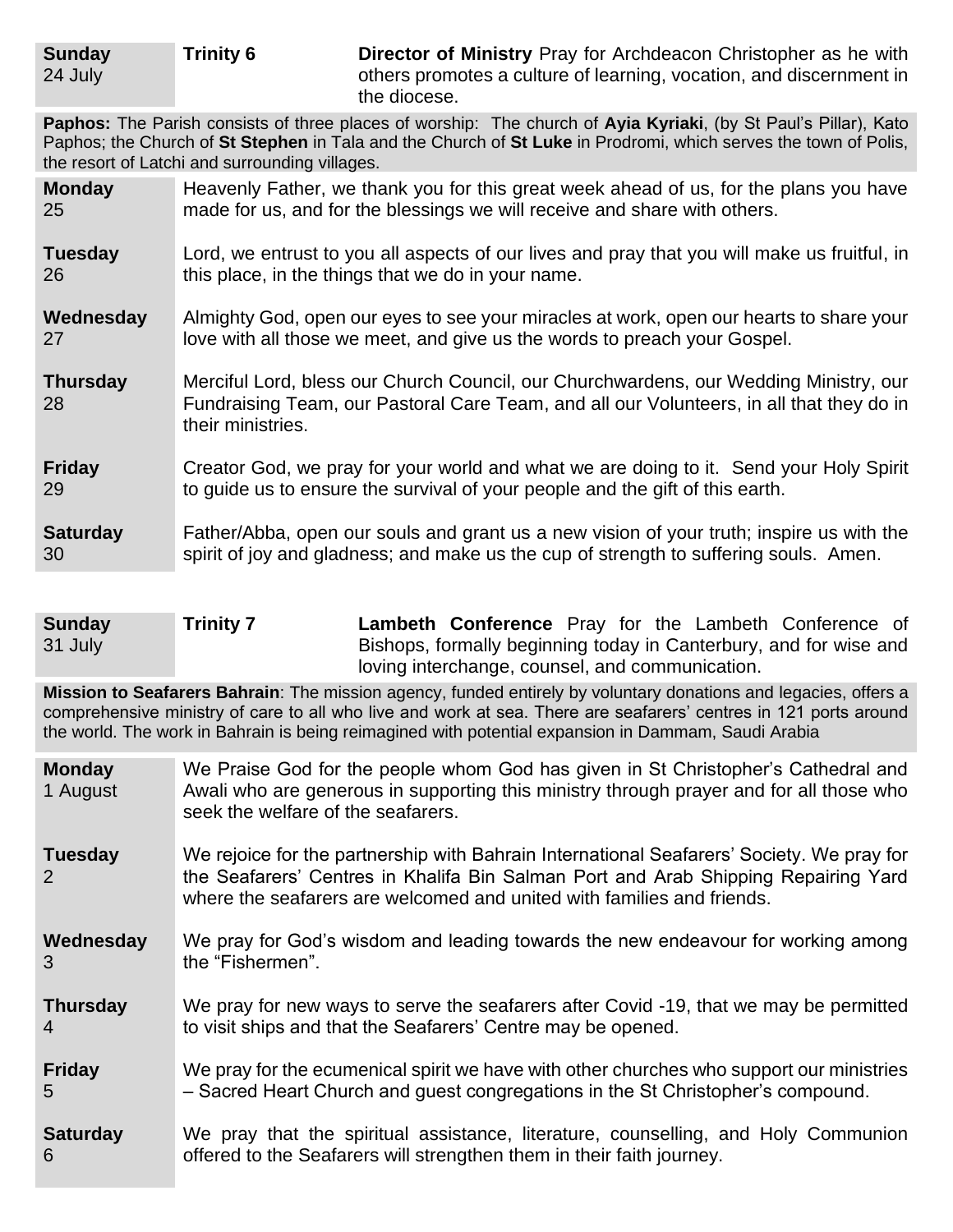| **Sunday** 24 July | **Trinity 6** | **Director of Ministry** Pray for Archdeacon Christopher as he with others promotes a culture of learning, vocation, and discernment in the diocese. |
|---|---|---|

**Paphos:** The Parish consists of three places of worship: The church of **Ayia Kyriaki**, (by St Paul's Pillar), Kato Paphos; the Church of **St Stephen** in Tala and the Church of **St Luke** in Prodromi, which serves the town of Polis, the resort of Latchi and surrounding villages.

| | |
|---|---|
| **Monday** 25 | Heavenly Father, we thank you for this great week ahead of us, for the plans you have made for us, and for the blessings we will receive and share with others. |
| **Tuesday** 26 | Lord, we entrust to you all aspects of our lives and pray that you will make us fruitful, in this place, in the things that we do in your name. |
| **Wednesday** 27 | Almighty God, open our eyes to see your miracles at work, open our hearts to share your love with all those we meet, and give us the words to preach your Gospel. |
| **Thursday** 28 | Merciful Lord, bless our Church Council, our Churchwardens, our Wedding Ministry, our Fundraising Team, our Pastoral Care Team, and all our Volunteers, in all that they do in their ministries. |
| **Friday** 29 | Creator God, we pray for your world and what we are doing to it. Send your Holy Spirit to guide us to ensure the survival of your people and the gift of this earth. |
| **Saturday** 30 | Father/Abba, open our souls and grant us a new vision of your truth; inspire us with the spirit of joy and gladness; and make us the cup of strength to suffering souls. Amen. |

| **Sunday** 31 July | **Trinity 7** | **Lambeth Conference** Pray for the Lambeth Conference of Bishops, formally beginning today in Canterbury, and for wise and loving interchange, counsel, and communication. |
|---|---|---|

**Mission to Seafarers Bahrain**: The mission agency, funded entirely by voluntary donations and legacies, offers a comprehensive ministry of care to all who live and work at sea. There are seafarers' centres in 121 ports around the world. The work in Bahrain is being reimagined with potential expansion in Dammam, Saudi Arabia

| | |
|---|---|
| **Monday** 1 August | We Praise God for the people whom God has given in St Christopher's Cathedral and Awali who are generous in supporting this ministry through prayer and for all those who seek the welfare of the seafarers. |
| **Tuesday** 2 | We rejoice for the partnership with Bahrain International Seafarers' Society. We pray for the Seafarers' Centres in Khalifa Bin Salman Port and Arab Shipping Repairing Yard where the seafarers are welcomed and united with families and friends. |
| **Wednesday** 3 | We pray for God's wisdom and leading towards the new endeavour for working among the "Fishermen". |
| **Thursday** 4 | We pray for new ways to serve the seafarers after Covid -19, that we may be permitted to visit ships and that the Seafarers' Centre may be opened. |
| **Friday** 5 | We pray for the ecumenical spirit we have with other churches who support our ministries – Sacred Heart Church and guest congregations in the St Christopher's compound. |
| **Saturday** 6 | We pray that the spiritual assistance, literature, counselling, and Holy Communion offered to the Seafarers will strengthen them in their faith journey. |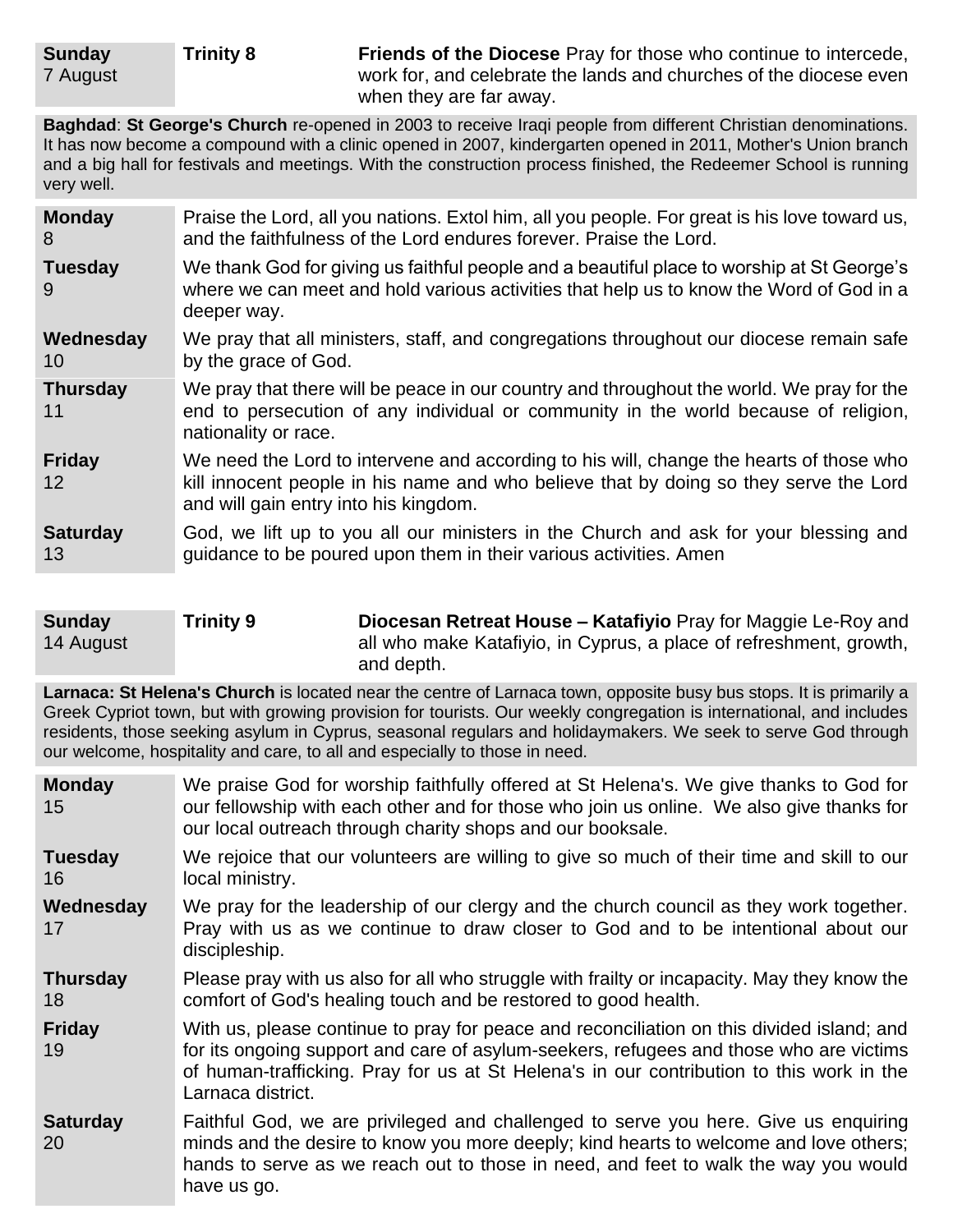| **Sunday** 7 August | **Trinity 8** | **Friends of the Diocese** Pray for those who continue to intercede, work for, and celebrate the lands and churches of the diocese even when they are far away. |
|---|---|---|

**Baghdad**: **St George's Church** re-opened in 2003 to receive Iraqi people from different Christian denominations. It has now become a compound with a clinic opened in 2007, kindergarten opened in 2011, Mother's Union branch and a big hall for festivals and meetings. With the construction process finished, the Redeemer School is running very well.

| | |
|---|---|
| **Monday** 8 | Praise the Lord, all you nations. Extol him, all you people. For great is his love toward us, and the faithfulness of the Lord endures forever. Praise the Lord. |
| **Tuesday** 9 | We thank God for giving us faithful people and a beautiful place to worship at St George's where we can meet and hold various activities that help us to know the Word of God in a deeper way. |
| **Wednesday** 10 | We pray that all ministers, staff, and congregations throughout our diocese remain safe by the grace of God. |
| **Thursday** 11 | We pray that there will be peace in our country and throughout the world. We pray for the end to persecution of any individual or community in the world because of religion, nationality or race. |
| **Friday** 12 | We need the Lord to intervene and according to his will, change the hearts of those who kill innocent people in his name and who believe that by doing so they serve the Lord and will gain entry into his kingdom. |
| **Saturday** 13 | God, we lift up to you all our ministers in the Church and ask for your blessing and guidance to be poured upon them in their various activities. Amen |

| **Sunday** 14 August | **Trinity 9** | **Diocesan Retreat House – Katafiyio** Pray for Maggie Le-Roy and all who make Katafiyio, in Cyprus, a place of refreshment, growth, and depth. |
|---|---|---|

**Larnaca: St Helena's Church** is located near the centre of Larnaca town, opposite busy bus stops. It is primarily a Greek Cypriot town, but with growing provision for tourists. Our weekly congregation is international, and includes residents, those seeking asylum in Cyprus, seasonal regulars and holidaymakers. We seek to serve God through our welcome, hospitality and care, to all and especially to those in need.

| | |
|---|---|
| **Monday** 15 | We praise God for worship faithfully offered at St Helena's. We give thanks to God for our fellowship with each other and for those who join us online. We also give thanks for our local outreach through charity shops and our booksale. |
| **Tuesday** 16 | We rejoice that our volunteers are willing to give so much of their time and skill to our local ministry. |
| **Wednesday** 17 | We pray for the leadership of our clergy and the church council as they work together. Pray with us as we continue to draw closer to God and to be intentional about our discipleship. |
| **Thursday** 18 | Please pray with us also for all who struggle with frailty or incapacity. May they know the comfort of God's healing touch and be restored to good health. |
| **Friday** 19 | With us, please continue to pray for peace and reconciliation on this divided island; and for its ongoing support and care of asylum-seekers, refugees and those who are victims of human-trafficking. Pray for us at St Helena's in our contribution to this work in the Larnaca district. |
| **Saturday** 20 | Faithful God, we are privileged and challenged to serve you here. Give us enquiring minds and the desire to know you more deeply; kind hearts to welcome and love others; hands to serve as we reach out to those in need, and feet to walk the way you would have us go. |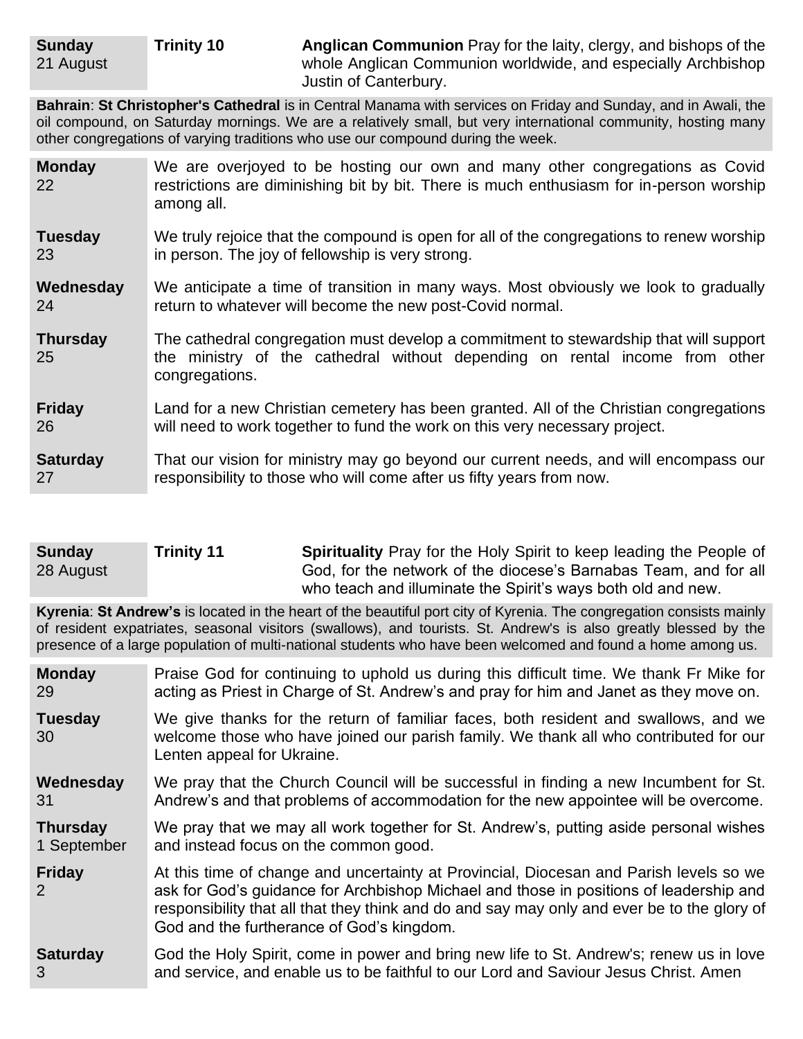| **Sunday** 21 August | **Trinity 10** | **Anglican Communion** Pray for the laity, clergy, and bishops of the whole Anglican Communion worldwide, and especially Archbishop Justin of Canterbury. |
|---|---|---|

**Bahrain**: **St Christopher's Cathedral** is in Central Manama with services on Friday and Sunday, and in Awali, the oil compound, on Saturday mornings. We are a relatively small, but very international community, hosting many other congregations of varying traditions who use our compound during the week.

| | |
|---|---|
| **Monday** 22 | We are overjoyed to be hosting our own and many other congregations as Covid restrictions are diminishing bit by bit. There is much enthusiasm for in-person worship among all. |
| **Tuesday** 23 | We truly rejoice that the compound is open for all of the congregations to renew worship in person. The joy of fellowship is very strong. |
| **Wednesday** 24 | We anticipate a time of transition in many ways. Most obviously we look to gradually return to whatever will become the new post-Covid normal. |
| **Thursday** 25 | The cathedral congregation must develop a commitment to stewardship that will support the ministry of the cathedral without depending on rental income from other congregations. |
| **Friday** 26 | Land for a new Christian cemetery has been granted. All of the Christian congregations will need to work together to fund the work on this very necessary project. |
| **Saturday** 27 | That our vision for ministry may go beyond our current needs, and will encompass our responsibility to those who will come after us fifty years from now. |

| **Sunday** 28 August | **Trinity 11** | **Spirituality** Pray for the Holy Spirit to keep leading the People of God, for the network of the diocese's Barnabas Team, and for all who teach and illuminate the Spirit's ways both old and new. |
|---|---|---|

**Kyrenia**: **St Andrew's** is located in the heart of the beautiful port city of Kyrenia. The congregation consists mainly of resident expatriates, seasonal visitors (swallows), and tourists. St. Andrew's is also greatly blessed by the presence of a large population of multi-national students who have been welcomed and found a home among us.

| | |
|---|---|
| **Monday** 29 | Praise God for continuing to uphold us during this difficult time. We thank Fr Mike for acting as Priest in Charge of St. Andrew's and pray for him and Janet as they move on. |
| **Tuesday** 30 | We give thanks for the return of familiar faces, both resident and swallows, and we welcome those who have joined our parish family. We thank all who contributed for our Lenten appeal for Ukraine. |
| **Wednesday** 31 | We pray that the Church Council will be successful in finding a new Incumbent for St. Andrew's and that problems of accommodation for the new appointee will be overcome. |
| **Thursday** 1 September | We pray that we may all work together for St. Andrew's, putting aside personal wishes and instead focus on the common good. |
| **Friday** 2 | At this time of change and uncertainty at Provincial, Diocesan and Parish levels so we ask for God's guidance for Archbishop Michael and those in positions of leadership and responsibility that all that they think and do and say may only and ever be to the glory of God and the furtherance of God's kingdom. |
| **Saturday** 3 | God the Holy Spirit, come in power and bring new life to St. Andrew's; renew us in love and service, and enable us to be faithful to our Lord and Saviour Jesus Christ. Amen |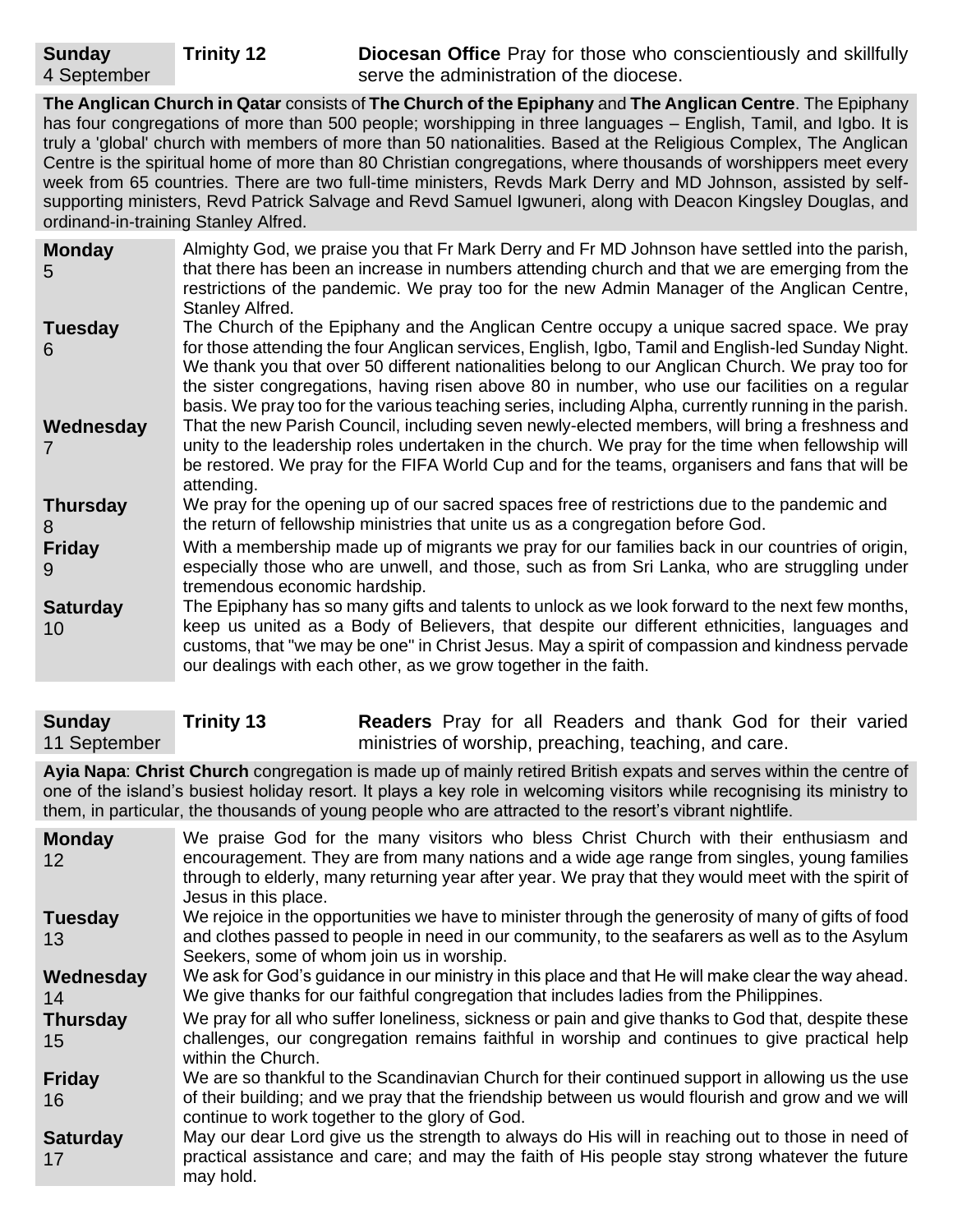**Sunday** 4 September | **Trinity 12** | **Diocesan Office** Pray for those who conscientiously and skillfully serve the administration of the diocese.

**The Anglican Church in Qatar** consists of **The Church of the Epiphany** and **The Anglican Centre**. The Epiphany has four congregations of more than 500 people; worshipping in three languages – English, Tamil, and Igbo. It is truly a 'global' church with members of more than 50 nationalities. Based at the Religious Complex, The Anglican Centre is the spiritual home of more than 80 Christian congregations, where thousands of worshippers meet every week from 65 countries. There are two full-time ministers, Revds Mark Derry and MD Johnson, assisted by self-supporting ministers, Revd Patrick Salvage and Revd Samuel Igwuneri, along with Deacon Kingsley Douglas, and ordinand-in-training Stanley Alfred.

**Monday 5** Almighty God, we praise you that Fr Mark Derry and Fr MD Johnson have settled into the parish, that there has been an increase in numbers attending church and that we are emerging from the restrictions of the pandemic. We pray too for the new Admin Manager of the Anglican Centre, Stanley Alfred.

**Tuesday 6** The Church of the Epiphany and the Anglican Centre occupy a unique sacred space. We pray for those attending the four Anglican services, English, Igbo, Tamil and English-led Sunday Night. We thank you that over 50 different nationalities belong to our Anglican Church. We pray too for the sister congregations, having risen above 80 in number, who use our facilities on a regular basis. We pray too for the various teaching series, including Alpha, currently running in the parish.

**Wednesday 7** That the new Parish Council, including seven newly-elected members, will bring a freshness and unity to the leadership roles undertaken in the church. We pray for the time when fellowship will be restored. We pray for the FIFA World Cup and for the teams, organisers and fans that will be attending.

**Thursday 8** We pray for the opening up of our sacred spaces free of restrictions due to the pandemic and the return of fellowship ministries that unite us as a congregation before God.

**Friday 9** With a membership made up of migrants we pray for our families back in our countries of origin, especially those who are unwell, and those, such as from Sri Lanka, who are struggling under tremendous economic hardship.

**Saturday 10** The Epiphany has so many gifts and talents to unlock as we look forward to the next few months, keep us united as a Body of Believers, that despite our different ethnicities, languages and customs, that "we may be one" in Christ Jesus. May a spirit of compassion and kindness pervade our dealings with each other, as we grow together in the faith.

**Sunday** 11 September | **Trinity 13** | **Readers** Pray for all Readers and thank God for their varied ministries of worship, preaching, teaching, and care.

**Ayia Napa**: **Christ Church** congregation is made up of mainly retired British expats and serves within the centre of one of the island's busiest holiday resort. It plays a key role in welcoming visitors while recognising its ministry to them, in particular, the thousands of young people who are attracted to the resort's vibrant nightlife.

**Monday 12** We praise God for the many visitors who bless Christ Church with their enthusiasm and encouragement. They are from many nations and a wide age range from singles, young families through to elderly, many returning year after year. We pray that they would meet with the spirit of Jesus in this place.

**Tuesday 13** We rejoice in the opportunities we have to minister through the generosity of many of gifts of food and clothes passed to people in need in our community, to the seafarers as well as to the Asylum Seekers, some of whom join us in worship.

**Wednesday 14** We ask for God's guidance in our ministry in this place and that He will make clear the way ahead. We give thanks for our faithful congregation that includes ladies from the Philippines.

**Thursday 15** We pray for all who suffer loneliness, sickness or pain and give thanks to God that, despite these challenges, our congregation remains faithful in worship and continues to give practical help within the Church.

**Friday 16** We are so thankful to the Scandinavian Church for their continued support in allowing us the use of their building; and we pray that the friendship between us would flourish and grow and we will continue to work together to the glory of God.

**Saturday 17** May our dear Lord give us the strength to always do His will in reaching out to those in need of practical assistance and care; and may the faith of His people stay strong whatever the future may hold.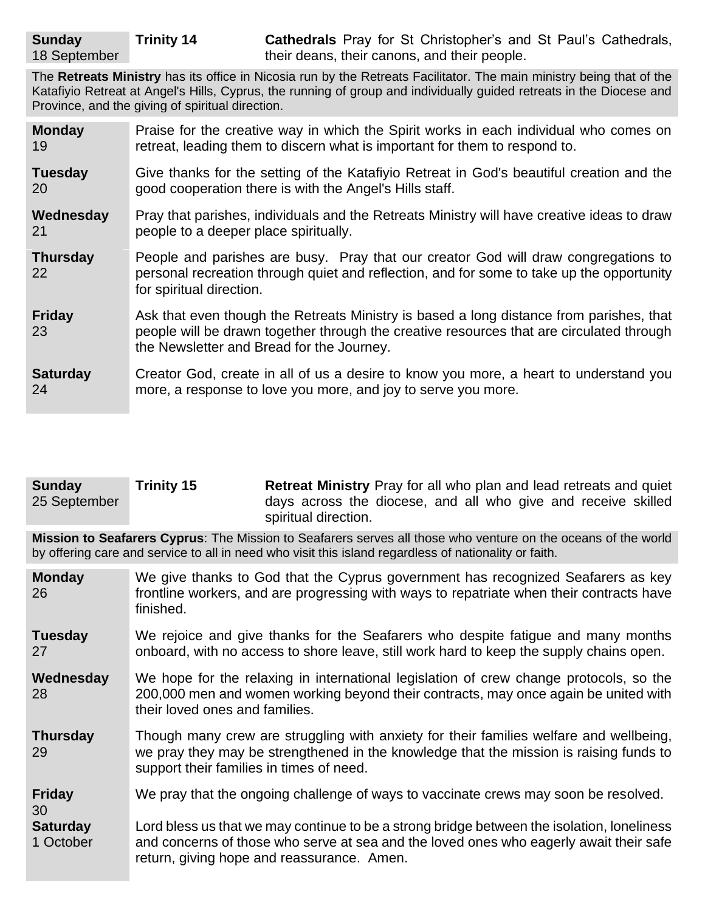| | | |
|---|---|---|
| **Sunday** 18 September | **Trinity 14** | **Cathedrals** Pray for St Christopher's and St Paul's Cathedrals, their deans, their canons, and their people. |

The **Retreats Ministry** has its office in Nicosia run by the Retreats Facilitator. The main ministry being that of the Katafiyio Retreat at Angel's Hills, Cyprus, the running of group and individually guided retreats in the Diocese and Province, and the giving of spiritual direction.

| | |
|---|---|
| **Monday** 19 | Praise for the creative way in which the Spirit works in each individual who comes on retreat, leading them to discern what is important for them to respond to. |
| **Tuesday** 20 | Give thanks for the setting of the Katafiyio Retreat in God's beautiful creation and the good cooperation there is with the Angel's Hills staff. |
| **Wednesday** 21 | Pray that parishes, individuals and the Retreats Ministry will have creative ideas to draw people to a deeper place spiritually. |
| **Thursday** 22 | People and parishes are busy. Pray that our creator God will draw congregations to personal recreation through quiet and reflection, and for some to take up the opportunity for spiritual direction. |
| **Friday** 23 | Ask that even though the Retreats Ministry is based a long distance from parishes, that people will be drawn together through the creative resources that are circulated through the Newsletter and Bread for the Journey. |
| **Saturday** 24 | Creator God, create in all of us a desire to know you more, a heart to understand you more, a response to love you more, and joy to serve you more. |

| | | |
|---|---|---|
| **Sunday** 25 September | **Trinity 15** | **Retreat Ministry** Pray for all who plan and lead retreats and quiet days across the diocese, and all who give and receive skilled spiritual direction. |

**Mission to Seafarers Cyprus**: The Mission to Seafarers serves all those who venture on the oceans of the world by offering care and service to all in need who visit this island regardless of nationality or faith.

| | |
|---|---|
| **Monday** 26 | We give thanks to God that the Cyprus government has recognized Seafarers as key frontline workers, and are progressing with ways to repatriate when their contracts have finished. |
| **Tuesday** 27 | We rejoice and give thanks for the Seafarers who despite fatigue and many months onboard, with no access to shore leave, still work hard to keep the supply chains open. |
| **Wednesday** 28 | We hope for the relaxing in international legislation of crew change protocols, so the 200,000 men and women working beyond their contracts, may once again be united with their loved ones and families. |
| **Thursday** 29 | Though many crew are struggling with anxiety for their families welfare and wellbeing, we pray they may be strengthened in the knowledge that the mission is raising funds to support their families in times of need. |
| **Friday** 30 | We pray that the ongoing challenge of ways to vaccinate crews may soon be resolved. |
| **Saturday** 1 October | Lord bless us that we may continue to be a strong bridge between the isolation, loneliness and concerns of those who serve at sea and the loved ones who eagerly await their safe return, giving hope and reassurance. Amen. |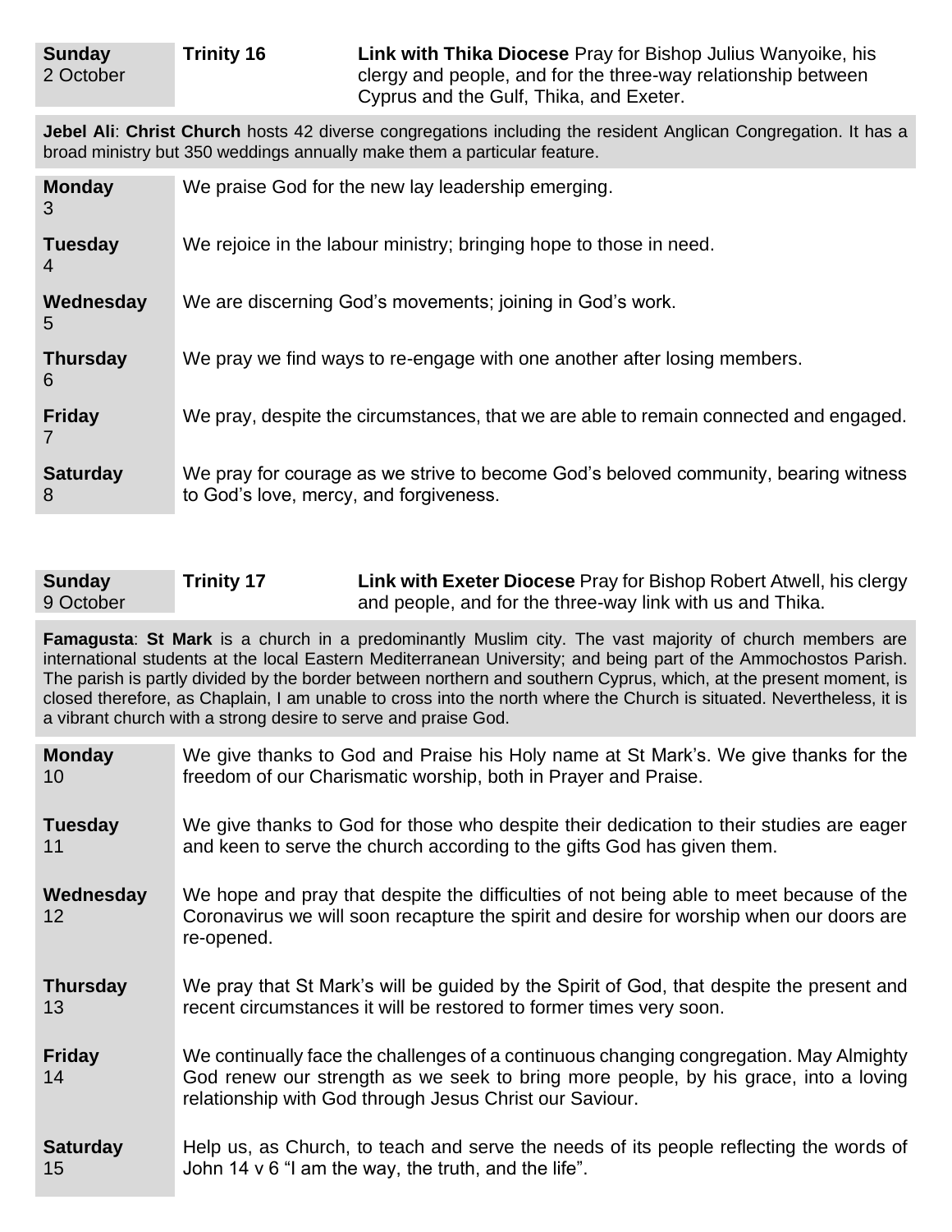| **Sunday** 2 October | **Trinity 16** | **Link with Thika Diocese** Pray for Bishop Julius Wanyoike, his clergy and people, and for the three-way relationship between Cyprus and the Gulf, Thika, and Exeter. |
|---|---|---|

**Jebel Ali**: **Christ Church** hosts 42 diverse congregations including the resident Anglican Congregation. It has a broad ministry but 350 weddings annually make them a particular feature.

| | |
|---|---|
| **Monday** 3 | We praise God for the new lay leadership emerging. |
| **Tuesday** 4 | We rejoice in the labour ministry; bringing hope to those in need. |
| **Wednesday** 5 | We are discerning God's movements; joining in God's work. |
| **Thursday** 6 | We pray we find ways to re-engage with one another after losing members. |
| **Friday** 7 | We pray, despite the circumstances, that we are able to remain connected and engaged. |
| **Saturday** 8 | We pray for courage as we strive to become God's beloved community, bearing witness to God's love, mercy, and forgiveness. |

| **Sunday** 9 October | **Trinity 17** | **Link with Exeter Diocese** Pray for Bishop Robert Atwell, his clergy and people, and for the three-way link with us and Thika. |
|---|---|---|

**Famagusta**: **St Mark** is a church in a predominantly Muslim city. The vast majority of church members are international students at the local Eastern Mediterranean University; and being part of the Ammochostos Parish. The parish is partly divided by the border between northern and southern Cyprus, which, at the present moment, is closed therefore, as Chaplain, I am unable to cross into the north where the Church is situated. Nevertheless, it is a vibrant church with a strong desire to serve and praise God.

| | |
|---|---|
| **Monday** 10 | We give thanks to God and Praise his Holy name at St Mark's. We give thanks for the freedom of our Charismatic worship, both in Prayer and Praise. |
| **Tuesday** 11 | We give thanks to God for those who despite their dedication to their studies are eager and keen to serve the church according to the gifts God has given them. |
| **Wednesday** 12 | We hope and pray that despite the difficulties of not being able to meet because of the Coronavirus we will soon recapture the spirit and desire for worship when our doors are re-opened. |
| **Thursday** 13 | We pray that St Mark's will be guided by the Spirit of God, that despite the present and recent circumstances it will be restored to former times very soon. |
| **Friday** 14 | We continually face the challenges of a continuous changing congregation. May Almighty God renew our strength as we seek to bring more people, by his grace, into a loving relationship with God through Jesus Christ our Saviour. |
| **Saturday** 15 | Help us, as Church, to teach and serve the needs of its people reflecting the words of John 14 v 6 "I am the way, the truth, and the life". |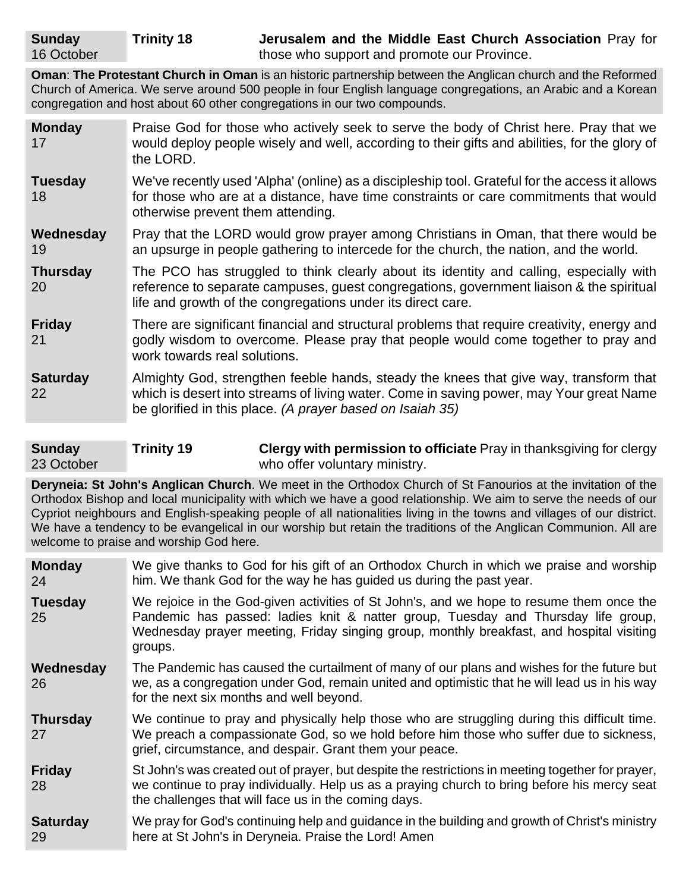**Sunday** 16 October | **Trinity 18** | **Jerusalem and the Middle East Church Association** Pray for those who support and promote our Province.

**Oman**: **The Protestant Church in Oman** is an historic partnership between the Anglican church and the Reformed Church of America. We serve around 500 people in four English language congregations, an Arabic and a Korean congregation and host about 60 other congregations in our two compounds.

**Monday** 17
Praise God for those who actively seek to serve the body of Christ here. Pray that we would deploy people wisely and well, according to their gifts and abilities, for the glory of the LORD.

**Tuesday** 18
We've recently used 'Alpha' (online) as a discipleship tool. Grateful for the access it allows for those who are at a distance, have time constraints or care commitments that would otherwise prevent them attending.

**Wednesday** 19
Pray that the LORD would grow prayer among Christians in Oman, that there would be an upsurge in people gathering to intercede for the church, the nation, and the world.

**Thursday** 20
The PCO has struggled to think clearly about its identity and calling, especially with reference to separate campuses, guest congregations, government liaison & the spiritual life and growth of the congregations under its direct care.

**Friday** 21
There are significant financial and structural problems that require creativity, energy and godly wisdom to overcome. Please pray that people would come together to pray and work towards real solutions.

**Saturday** 22
Almighty God, strengthen feeble hands, steady the knees that give way, transform that which is desert into streams of living water. Come in saving power, may Your great Name be glorified in this place. *(A prayer based on Isaiah 35)*

**Sunday** 23 October | **Trinity 19** | **Clergy with permission to officiate** Pray in thanksgiving for clergy who offer voluntary ministry.

**Deryneia: St John's Anglican Church**. We meet in the Orthodox Church of St Fanourios at the invitation of the Orthodox Bishop and local municipality with which we have a good relationship. We aim to serve the needs of our Cypriot neighbours and English-speaking people of all nationalities living in the towns and villages of our district. We have a tendency to be evangelical in our worship but retain the traditions of the Anglican Communion. All are welcome to praise and worship God here.

**Monday** 24
We give thanks to God for his gift of an Orthodox Church in which we praise and worship him. We thank God for the way he has guided us during the past year.

**Tuesday** 25
We rejoice in the God-given activities of St John's, and we hope to resume them once the Pandemic has passed: ladies knit & natter group, Tuesday and Thursday life group, Wednesday prayer meeting, Friday singing group, monthly breakfast, and hospital visiting groups.

**Wednesday** 26
The Pandemic has caused the curtailment of many of our plans and wishes for the future but we, as a congregation under God, remain united and optimistic that he will lead us in his way for the next six months and well beyond.

**Thursday** 27
We continue to pray and physically help those who are struggling during this difficult time. We preach a compassionate God, so we hold before him those who suffer due to sickness, grief, circumstance, and despair. Grant them your peace.

**Friday** 28
St John's was created out of prayer, but despite the restrictions in meeting together for prayer, we continue to pray individually. Help us as a praying church to bring before his mercy seat the challenges that will face us in the coming days.

**Saturday** 29
We pray for God's continuing help and guidance in the building and growth of Christ's ministry here at St John's in Deryneia. Praise the Lord! Amen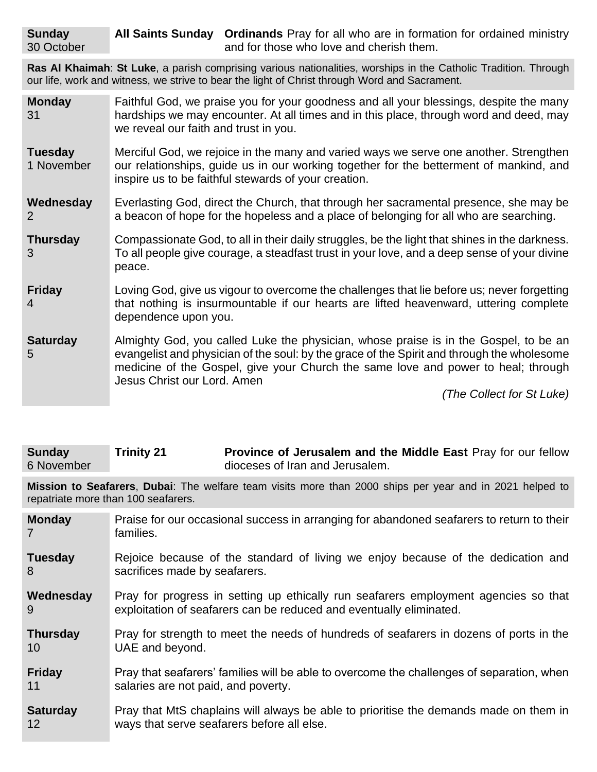**Sunday** 30 October | **All Saints Sunday** | **Ordinands** Pray for all who are in formation for ordained ministry and for those who love and cherish them.

**Ras Al Khaimah**: **St Luke**, a parish comprising various nationalities, worships in the Catholic Tradition. Through our life, work and witness, we strive to bear the light of Christ through Word and Sacrament.

| | |
|---|---|
| **Monday** 31 | Faithful God, we praise you for your goodness and all your blessings, despite the many hardships we may encounter. At all times and in this place, through word and deed, may we reveal our faith and trust in you. |
| **Tuesday** 1 November | Merciful God, we rejoice in the many and varied ways we serve one another. Strengthen our relationships, guide us in our working together for the betterment of mankind, and inspire us to be faithful stewards of your creation. |
| **Wednesday** 2 | Everlasting God, direct the Church, that through her sacramental presence, she may be a beacon of hope for the hopeless and a place of belonging for all who are searching. |
| **Thursday** 3 | Compassionate God, to all in their daily struggles, be the light that shines in the darkness. To all people give courage, a steadfast trust in your love, and a deep sense of your divine peace. |
| **Friday** 4 | Loving God, give us vigour to overcome the challenges that lie before us; never forgetting that nothing is insurmountable if our hearts are lifted heavenward, uttering complete dependence upon you. |
| **Saturday** 5 | Almighty God, you called Luke the physician, whose praise is in the Gospel, to be an evangelist and physician of the soul: by the grace of the Spirit and through the wholesome medicine of the Gospel, give your Church the same love and power to heal; through Jesus Christ our Lord. Amen *(The Collect for St Luke)* |

**Sunday** 6 November | **Trinity 21** | **Province of Jerusalem and the Middle East** Pray for our fellow dioceses of Iran and Jerusalem.

**Mission to Seafarers**, **Dubai**: The welfare team visits more than 2000 ships per year and in 2021 helped to repatriate more than 100 seafarers.

| | |
|---|---|
| **Monday** 7 | Praise for our occasional success in arranging for abandoned seafarers to return to their families. |
| **Tuesday** 8 | Rejoice because of the standard of living we enjoy because of the dedication and sacrifices made by seafarers. |
| **Wednesday** 9 | Pray for progress in setting up ethically run seafarers employment agencies so that exploitation of seafarers can be reduced and eventually eliminated. |
| **Thursday** 10 | Pray for strength to meet the needs of hundreds of seafarers in dozens of ports in the UAE and beyond. |
| **Friday** 11 | Pray that seafarers' families will be able to overcome the challenges of separation, when salaries are not paid, and poverty. |
| **Saturday** 12 | Pray that MtS chaplains will always be able to prioritise the demands made on them in ways that serve seafarers before all else. |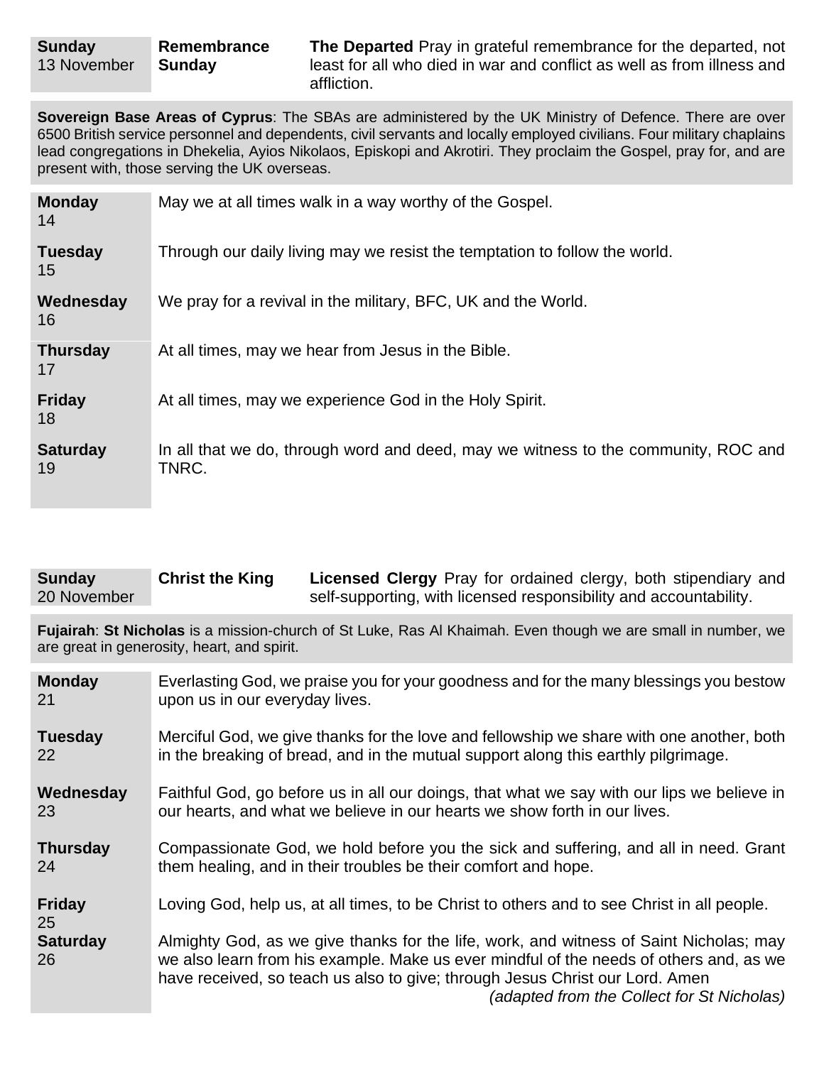| **Sunday** 13 November | **Remembrance Sunday** | **The Departed** Pray in grateful remembrance for the departed, not least for all who died in war and conflict as well as from illness and affliction. |
|---|---|---|

**Sovereign Base Areas of Cyprus**: The SBAs are administered by the UK Ministry of Defence. There are over 6500 British service personnel and dependents, civil servants and locally employed civilians. Four military chaplains lead congregations in Dhekelia, Ayios Nikolaos, Episkopi and Akrotiri. They proclaim the Gospel, pray for, and are present with, those serving the UK overseas.

| | |
|---|---|
| **Monday** 14 | May we at all times walk in a way worthy of the Gospel. |
| **Tuesday** 15 | Through our daily living may we resist the temptation to follow the world. |
| **Wednesday** 16 | We pray for a revival in the military, BFC, UK and the World. |
| **Thursday** 17 | At all times, may we hear from Jesus in the Bible. |
| **Friday** 18 | At all times, may we experience God in the Holy Spirit. |
| **Saturday** 19 | In all that we do, through word and deed, may we witness to the community, ROC and TNRC. |

| **Sunday** 20 November | **Christ the King** | **Licensed Clergy** Pray for ordained clergy, both stipendiary and self-supporting, with licensed responsibility and accountability. |
|---|---|---|

**Fujairah**: **St Nicholas** is a mission-church of St Luke, Ras Al Khaimah. Even though we are small in number, we are great in generosity, heart, and spirit.

| | |
|---|---|
| **Monday** 21 | Everlasting God, we praise you for your goodness and for the many blessings you bestow upon us in our everyday lives. |
| **Tuesday** 22 | Merciful God, we give thanks for the love and fellowship we share with one another, both in the breaking of bread, and in the mutual support along this earthly pilgrimage. |
| **Wednesday** 23 | Faithful God, go before us in all our doings, that what we say with our lips we believe in our hearts, and what we believe in our hearts we show forth in our lives. |
| **Thursday** 24 | Compassionate God, we hold before you the sick and suffering, and all in need. Grant them healing, and in their troubles be their comfort and hope. |
| **Friday** 25 | Loving God, help us, at all times, to be Christ to others and to see Christ in all people. |
| **Saturday** 26 | Almighty God, as we give thanks for the life, work, and witness of Saint Nicholas; may we also learn from his example. Make us ever mindful of the needs of others and, as we have received, so teach us also to give; through Jesus Christ our Lord. Amen *(adapted from the Collect for St Nicholas)* |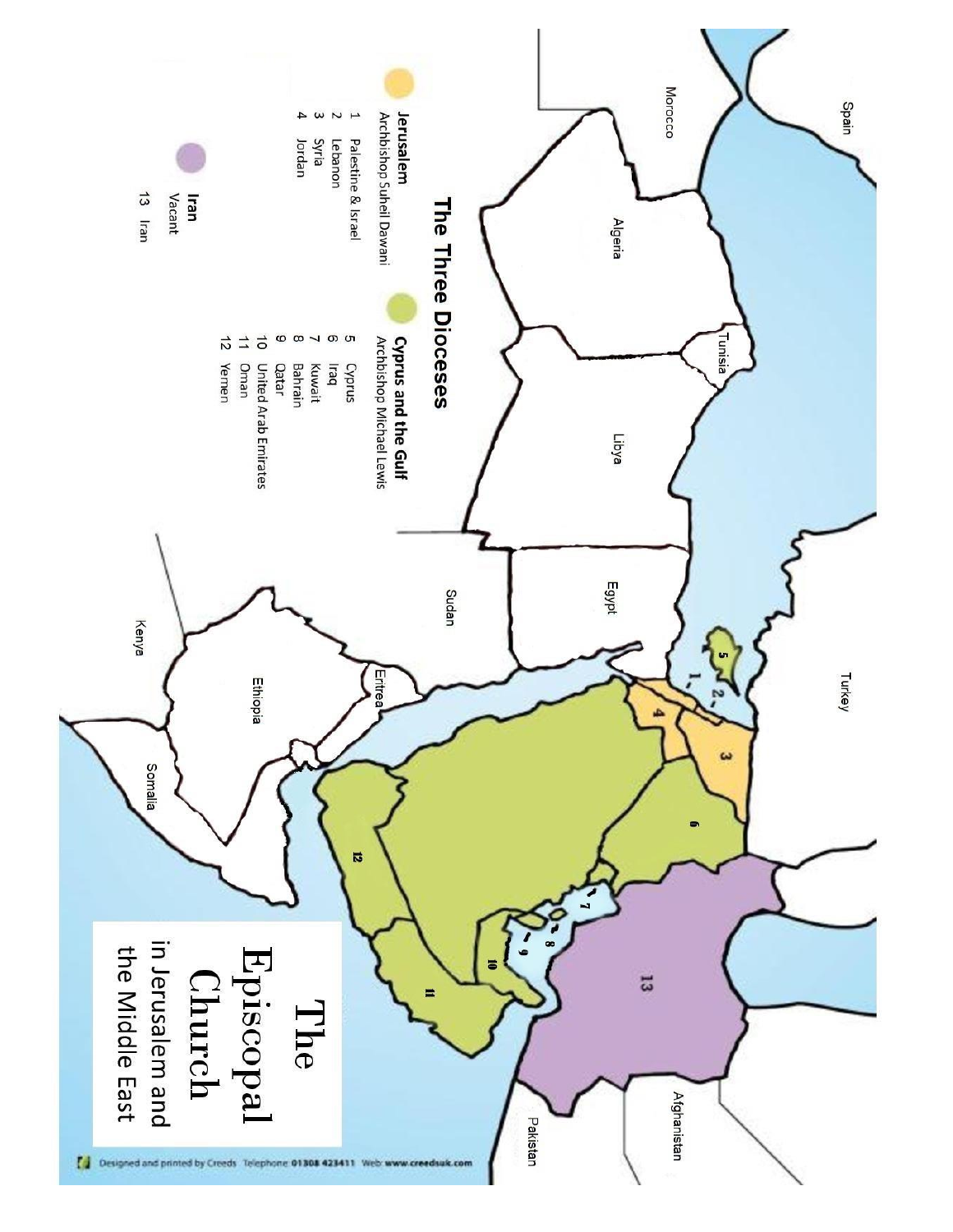# The Episcopal Church in Jerusalem and the Middle East

## The Three Dioceses

**Jerusalem**
Archbishop Suheil Dawani

1 Palestine & Israel
2 Lebanon
3 Syria
4 Jordan

**Cyprus and the Gulf**
Archbishop Michael Lewis

5 Cyprus
6 Iraq
7 Kuwait
8 Bahrain
9 Qatar
10 United Arab Emirates
11 Oman
12 Yemen

**Iran**
Vacant

13 Iran

Spain
Morocco
Algeria
Tunisia
Libya
Egypt
Sudan
Eritrea
Ethiopia
Kenya
Somalia
Turkey
Afghanistan
Pakistan

Designed and printed by Creeds Telephone 01308 423411 Web: www.creedsuk.com